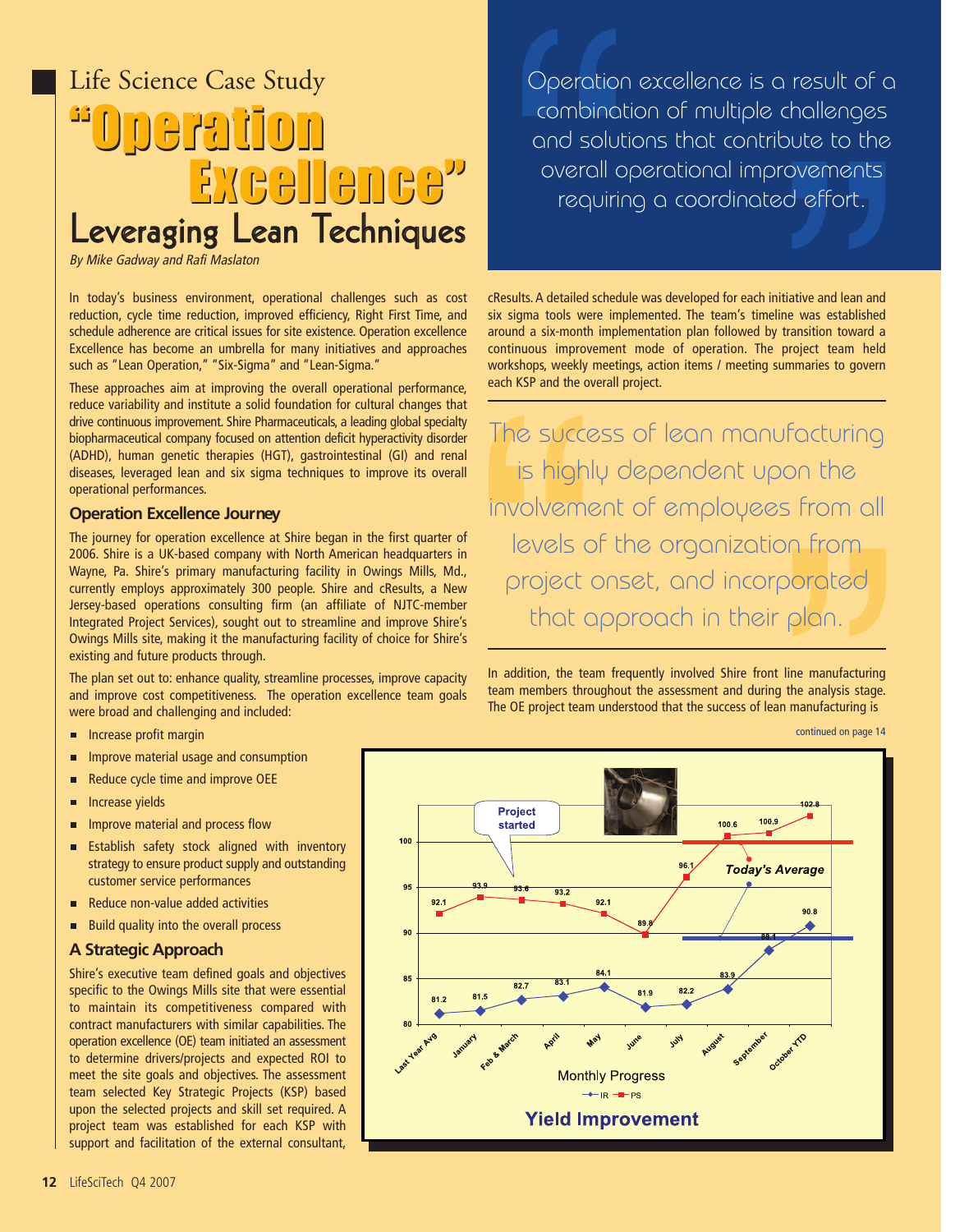# Life Science Case Study

# "Operation Excellence"

## Leveraging Lean Techniques

*By Mike Gadway and Rafi Maslaton*

> Operation excellence is a result of a combination of multiple challenges and solutions that contribute to the overall operational improvements requiring a coordinated effort.

In today's business environment, operational challenges such as cost reduction, cycle time reduction, improved efficiency, Right First Time, and schedule adherence are critical issues for site existence. Operation excellence Excellence has become an umbrella for many initiatives and approaches such as "Lean Operation," "Six-Sigma" and "Lean-Sigma."

These approaches aim at improving the overall operational performance, reduce variability and institute a solid foundation for cultural changes that drive continuous improvement. Shire Pharmaceuticals, a leading global specialty biopharmaceutical company focused on attention deficit hyperactivity disorder (ADHD), human genetic therapies (HGT), gastrointestinal (GI) and renal diseases, leveraged lean and six sigma techniques to improve its overall operational performances.

### Operation Excellence Journey

The journey for operation excellence at Shire began in the first quarter of 2006. Shire is a UK-based company with North American headquarters in Wayne, Pa. Shire's primary manufacturing facility in Owings Mills, Md., currently employs approximately 300 people. Shire and cResults, a New Jersey-based operations consulting firm (an affiliate of NJTC-member Integrated Project Services), sought out to streamline and improve Shire's Owings Mills site, making it the manufacturing facility of choice for Shire's existing and future products through.

The plan set out to: enhance quality, streamline processes, improve capacity and improve cost competitiveness. The operation excellence team goals were broad and challenging and included:

- Increase profit margin
- Improve material usage and consumption
- Reduce cycle time and improve OEE
- Increase yields
- Improve material and process flow
- Establish safety stock aligned with inventory strategy to ensure product supply and outstanding customer service performances
- Reduce non-value added activities
- Build quality into the overall process

### A Strategic Approach

Shire's executive team defined goals and objectives specific to the Owings Mills site that were essential to maintain its competitiveness compared with contract manufacturers with similar capabilities. The operation excellence (OE) team initiated an assessment to determine drivers/projects and expected ROI to meet the site goals and objectives. The assessment team selected Key Strategic Projects (KSP) based upon the selected projects and skill set required. A project team was established for each KSP with support and facilitation of the external consultant, cResults. A detailed schedule was developed for each initiative and lean and six sigma tools were implemented. The team's timeline was established around a six-month implementation plan followed by transition toward a continuous improvement mode of operation. The project team held workshops, weekly meetings, action items / meeting summaries to govern each KSP and the overall project.

> The success of lean manufacturing is highly dependent upon the involvement of employees from all levels of the organization from project onset, and incorporated that approach in their plan.

In addition, the team frequently involved Shire front line manufacturing team members throughout the assessment and during the analysis stage. The OE project team understood that the success of lean manufacturing is

continued on page 14

| Month | IR | PS |
|---|---|---|
| Last Year Avg | 81.2 | 92.1 |
| January | 81.5 | 93.9 |
| Feb & March | 82.7 | 93.6 |
| April | 83.1 | 93.2 |
| May | 84.1 | 92.1 |
| June | 81.9 | 89.8 |
| July | 82.2 | 96.1 |
| August | 83.9 | 100.6 |
| September | 88.1 | 100.9 |
| October YTD | 90.8 | 102.8 |

Project started — Today's Average — Monthly Progress

**Yield Improvement**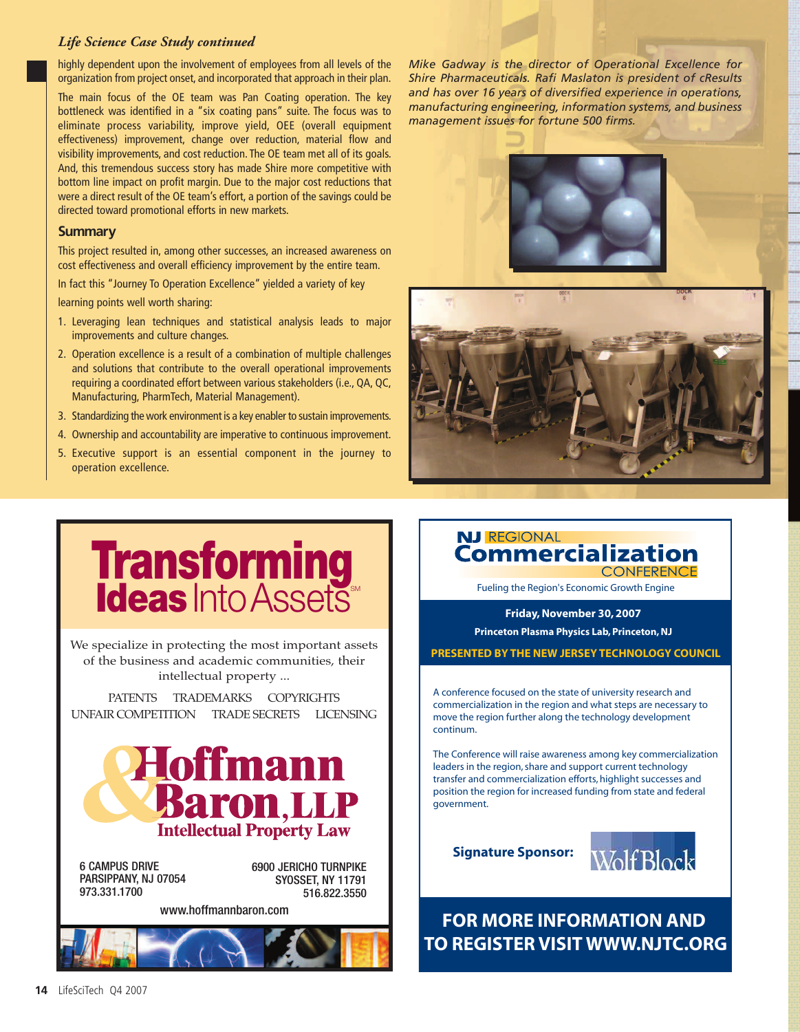*Life Science Case Study continued*

highly dependent upon the involvement of employees from all levels of the organization from project onset, and incorporated that approach in their plan.

The main focus of the OE team was Pan Coating operation. The key bottleneck was identified in a "six coating pans" suite. The focus was to eliminate process variability, improve yield, OEE (overall equipment effectiveness) improvement, change over reduction, material flow and visibility improvements, and cost reduction. The OE team met all of its goals. And, this tremendous success story has made Shire more competitive with bottom line impact on profit margin. Due to the major cost reductions that were a direct result of the OE team's effort, a portion of the savings could be directed toward promotional efforts in new markets.

## Summary

This project resulted in, among other successes, an increased awareness on cost effectiveness and overall efficiency improvement by the entire team.

In fact this "Journey To Operation Excellence" yielded a variety of key learning points well worth sharing:

1. Leveraging lean techniques and statistical analysis leads to major improvements and culture changes.
2. Operation excellence is a result of a combination of multiple challenges and solutions that contribute to the overall operational improvements requiring a coordinated effort between various stakeholders (i.e., QA, QC, Manufacturing, PharmTech, Material Management).
3. Standardizing the work environment is a key enabler to sustain improvements.
4. Ownership and accountability are imperative to continuous improvement.
5. Executive support is an essential component in the journey to operation excellence.

*Mike Gadway is the director of Operational Excellence for Shire Pharmaceuticals. Rafi Maslaton is president of cResults and has over 16 years of diversified experience in operations, manufacturing engineering, information systems, and business management issues for fortune 500 firms.*

---

**Transforming Ideas Into Assets**℠

We specialize in protecting the most important assets of the business and academic communities, their intellectual property ...

PATENTS TRADEMARKS COPYRIGHTS
UNFAIR COMPETITION TRADE SECRETS LICENSING

**Hoffmann & Baron, LLP**
**Intellectual Property Law**

6 CAMPUS DRIVE
PARSIPPANY, NJ 07054
973.331.1700

6900 JERICHO TURNPIKE
SYOSSET, NY 11791
516.822.3550

www.hoffmannbaron.com

---

**NJ REGIONAL Commercialization CONFERENCE**

Fueling the Region's Economic Growth Engine

**Friday, November 30, 2007**

**Princeton Plasma Physics Lab, Princeton, NJ**

**PRESENTED BY THE NEW JERSEY TECHNOLOGY COUNCIL**

A conference focused on the state of university research and commercialization in the region and what steps are necessary to move the region further along the technology development continum.

The Conference will raise awareness among key commercialization leaders in the region, share and support current technology transfer and commercialization efforts, highlight successes and position the region for increased funding from state and federal government.

**Signature Sponsor:** WolfBlock

**FOR MORE INFORMATION AND TO REGISTER VISIT WWW.NJTC.ORG**